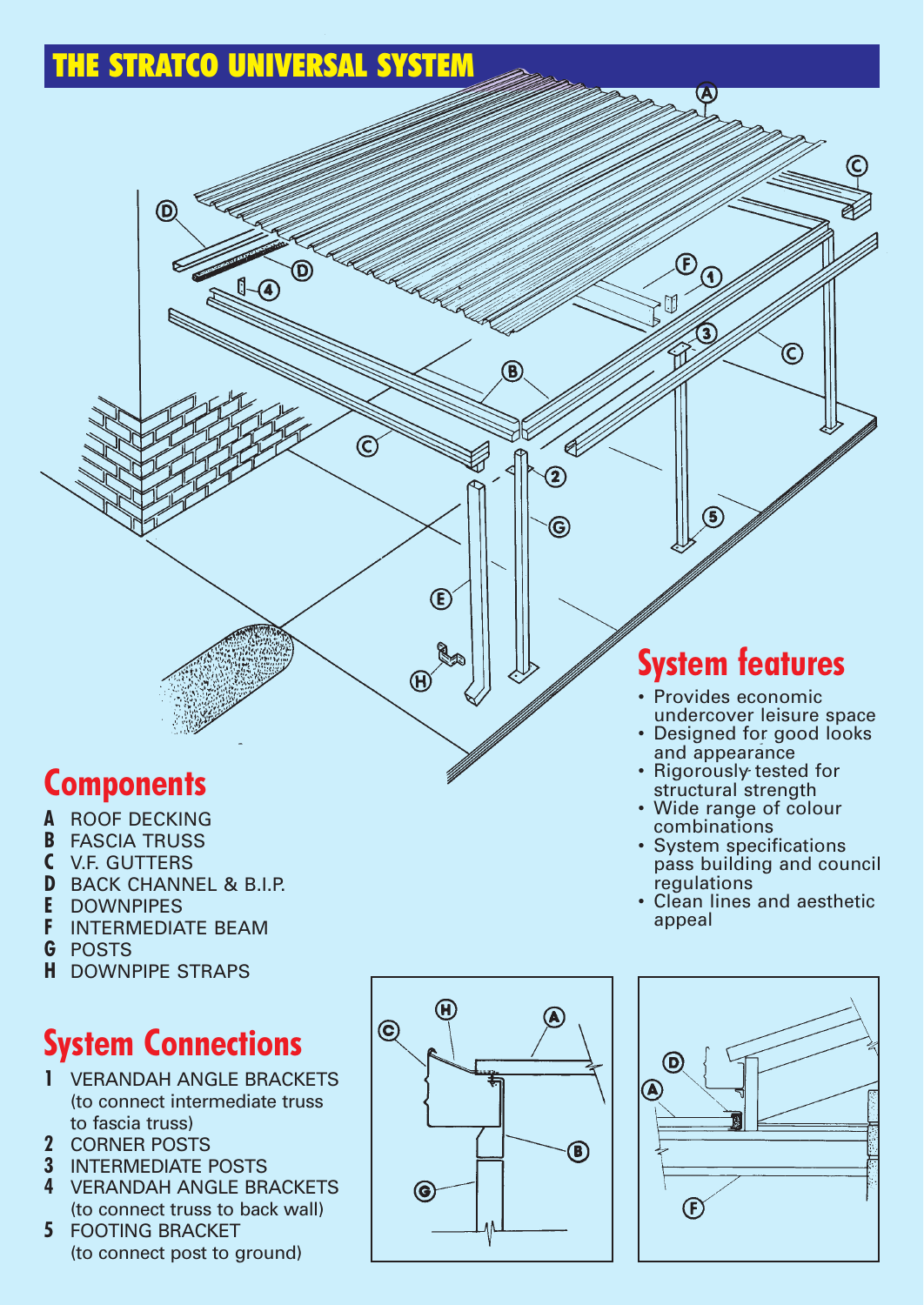# THE STRATCO UNIVERSAL SYSTEM

## Components

**A** ROOF DECKING
**B** FASCIA TRUSS
**C** V.F. GUTTERS
**D** BACK CHANNEL & B.I.P.
**E** DOWNPIPES
**F** INTERMEDIATE BEAM
**G** POSTS
**H** DOWNPIPE STRAPS

## System features

- Provides economic undercover leisure space
- Designed for good looks and appearance
- Rigorously tested for structural strength
- Wide range of colour combinations
- System specifications pass building and council regulations
- Clean lines and aesthetic appeal

## System Connections

**1** VERANDAH ANGLE BRACKETS (to connect intermediate truss to fascia truss)
**2** CORNER POSTS
**3** INTERMEDIATE POSTS
**4** VERANDAH ANGLE BRACKETS (to connect truss to back wall)
**5** FOOTING BRACKET (to connect post to ground)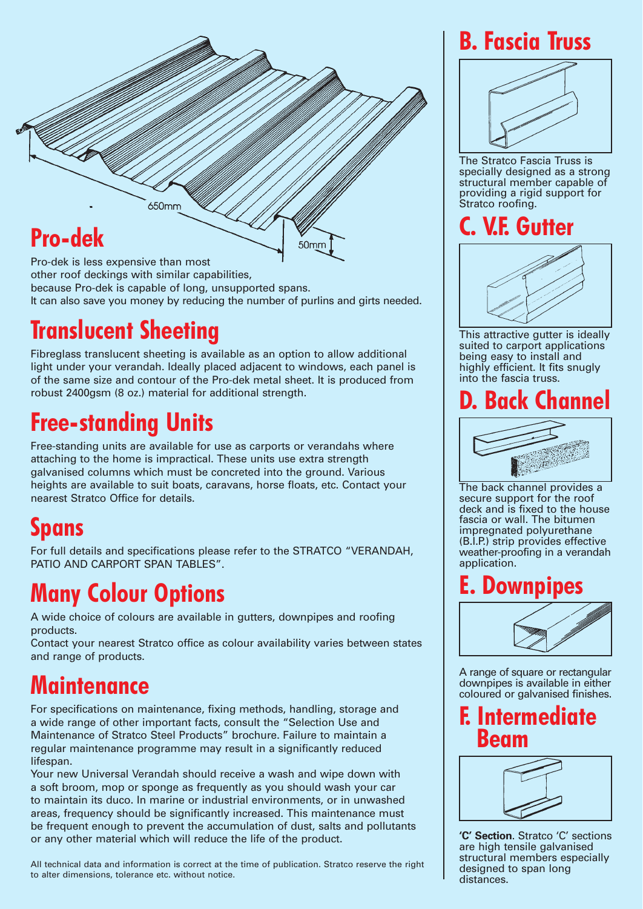650mm

50mm

## Pro-dek

Pro-dek is less expensive than most other roof deckings with similar capabilities, because Pro-dek is capable of long, unsupported spans.
It can also save you money by reducing the number of purlins and girts needed.

## Translucent Sheeting

Fibreglass translucent sheeting is available as an option to allow additional light under your verandah. Ideally placed adjacent to windows, each panel is of the same size and contour of the Pro-dek metal sheet. It is produced from robust 2400gsm (8 oz.) material for additional strength.

## Free-standing Units

Free-standing units are available for use as carports or verandahs where attaching to the home is impractical. These units use extra strength galvanised columns which must be concreted into the ground. Various heights are available to suit boats, caravans, horse floats, etc. Contact your nearest Stratco Office for details.

## Spans

For full details and specifications please refer to the STRATCO "VERANDAH, PATIO AND CARPORT SPAN TABLES".

## Many Colour Options

A wide choice of colours are available in gutters, downpipes and roofing products.
Contact your nearest Stratco office as colour availability varies between states and range of products.

## Maintenance

For specifications on maintenance, fixing methods, handling, storage and a wide range of other important facts, consult the "Selection Use and Maintenance of Stratco Steel Products" brochure. Failure to maintain a regular maintenance programme may result in a significantly reduced lifespan.
Your new Universal Verandah should receive a wash and wipe down with a soft broom, mop or sponge as frequently as you should wash your car to maintain its duco. In marine or industrial environments, or in unwashed areas, frequency should be significantly increased. This maintenance must be frequent enough to prevent the accumulation of dust, salts and pollutants or any other material which will reduce the life of the product.

All technical data and information is correct at the time of publication. Stratco reserve the right to alter dimensions, tolerance etc. without notice.

## B. Fascia Truss

The Stratco Fascia Truss is specially designed as a strong structural member capable of providing a rigid support for Stratco roofing.

## C. V.F. Gutter

This attractive gutter is ideally suited to carport applications being easy to install and highly efficient. It fits snugly into the fascia truss.

## D. Back Channel

The back channel provides a secure support for the roof deck and is fixed to the house fascia or wall. The bitumen impregnated polyurethane (B.I.P.) strip provides effective weather-proofing in a verandah application.

## E. Downpipes

A range of square or rectangular downpipes is available in either coloured or galvanised finishes.

## F. Intermediate Beam

**'C' Section**. Stratco 'C' sections are high tensile galvanised structural members especially designed to span long distances.